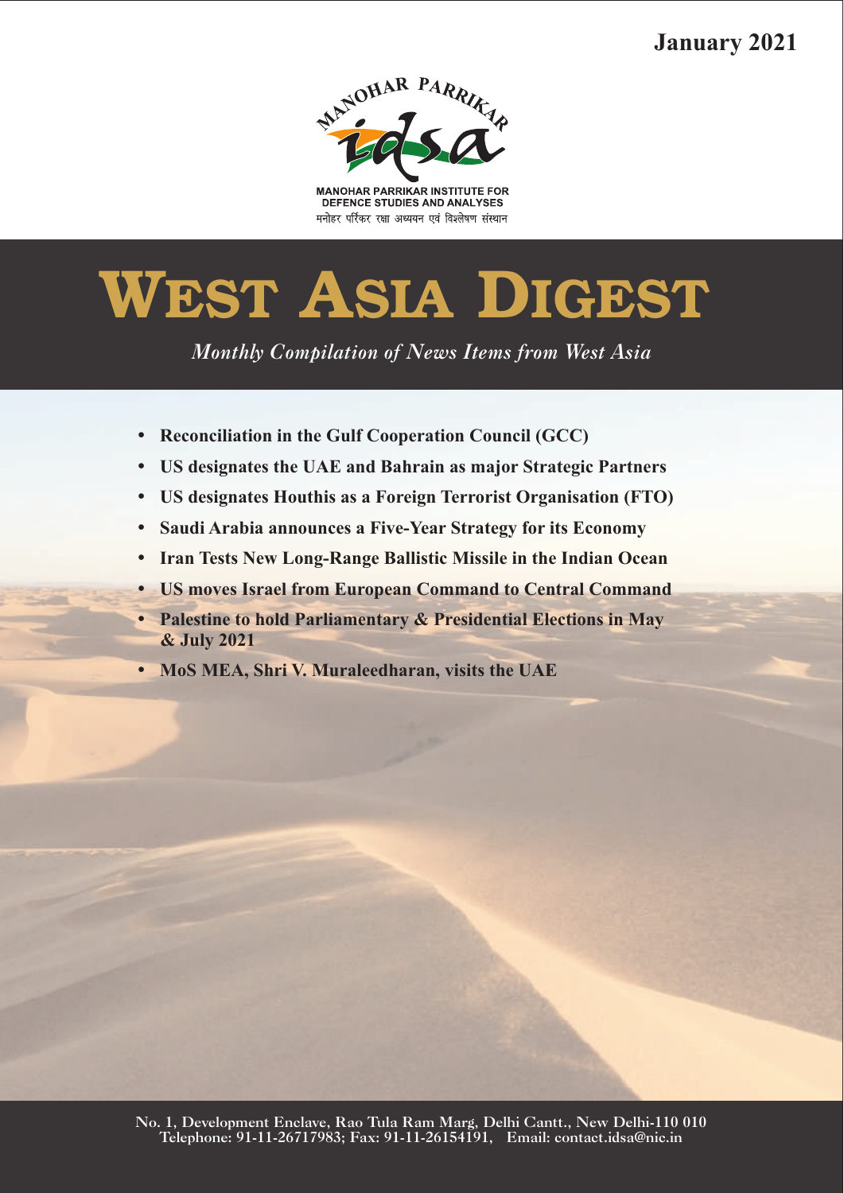January 2021

MANOHAR PARRIKAR

idsa

MANOHAR PARRIKAR INSTITUTE FOR DEFENCE STUDIES AND ANALYSES

मनोहर पर्रिकर रक्षा अध्ययन एवं विश्लेषण संस्थान

# WEST ASIA DIGEST

*Monthly Compilation of News Items from West Asia*

- **Reconciliation in the Gulf Cooperation Council (GCC)**
- **US designates the UAE and Bahrain as major Strategic Partners**
- **US designates Houthis as a Foreign Terrorist Organisation (FTO)**
- **Saudi Arabia announces a Five-Year Strategy for its Economy**
- **Iran Tests New Long-Range Ballistic Missile in the Indian Ocean**
- **US moves Israel from European Command to Central Command**
- **Palestine to hold Parliamentary & Presidential Elections in May & July 2021**
- **MoS MEA, Shri V. Muraleedharan, visits the UAE**

No. 1, Development Enclave, Rao Tula Ram Marg, Delhi Cantt., New Delhi-110 010
Telephone: 91-11-26717983; Fax: 91-11-26154191, Email: contact.idsa@nic.in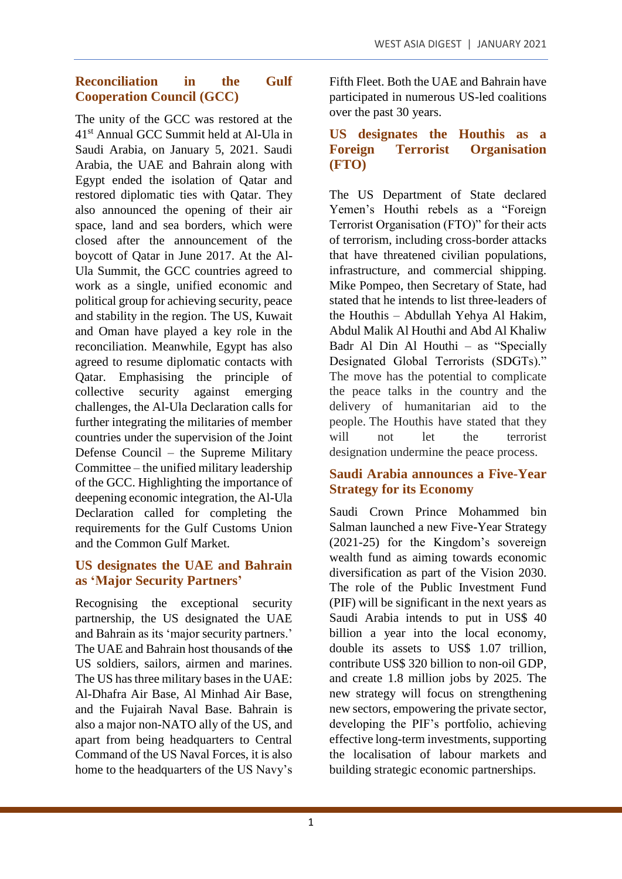## Reconciliation in the Gulf Cooperation Council (GCC)

The unity of the GCC was restored at the 41st Annual GCC Summit held at Al-Ula in Saudi Arabia, on January 5, 2021. Saudi Arabia, the UAE and Bahrain along with Egypt ended the isolation of Qatar and restored diplomatic ties with Qatar. They also announced the opening of their air space, land and sea borders, which were closed after the announcement of the boycott of Qatar in June 2017. At the Al-Ula Summit, the GCC countries agreed to work as a single, unified economic and political group for achieving security, peace and stability in the region. The US, Kuwait and Oman have played a key role in the reconciliation. Meanwhile, Egypt has also agreed to resume diplomatic contacts with Qatar. Emphasising the principle of collective security against emerging challenges, the Al-Ula Declaration calls for further integrating the militaries of member countries under the supervision of the Joint Defense Council – the Supreme Military Committee – the unified military leadership of the GCC. Highlighting the importance of deepening economic integration, the Al-Ula Declaration called for completing the requirements for the Gulf Customs Union and the Common Gulf Market.

## US designates the UAE and Bahrain as 'Major Security Partners'

Recognising the exceptional security partnership, the US designated the UAE and Bahrain as its 'major security partners.' The UAE and Bahrain host thousands of ~~the~~ US soldiers, sailors, airmen and marines. The US has three military bases in the UAE: Al-Dhafra Air Base, Al Minhad Air Base, and the Fujairah Naval Base. Bahrain is also a major non-NATO ally of the US, and apart from being headquarters to Central Command of the US Naval Forces, it is also home to the headquarters of the US Navy's Fifth Fleet. Both the UAE and Bahrain have participated in numerous US-led coalitions over the past 30 years.

## US designates the Houthis as a Foreign Terrorist Organisation (FTO)

The US Department of State declared Yemen's Houthi rebels as a "Foreign Terrorist Organisation (FTO)" for their acts of terrorism, including cross-border attacks that have threatened civilian populations, infrastructure, and commercial shipping. Mike Pompeo, then Secretary of State, had stated that he intends to list three-leaders of the Houthis – Abdullah Yehya Al Hakim, Abdul Malik Al Houthi and Abd Al Khaliw Badr Al Din Al Houthi – as "Specially Designated Global Terrorists (SDGTs)." The move has the potential to complicate the peace talks in the country and the delivery of humanitarian aid to the people. The Houthis have stated that they will not let the terrorist designation undermine the peace process.

## Saudi Arabia announces a Five-Year Strategy for its Economy

Saudi Crown Prince Mohammed bin Salman launched a new Five-Year Strategy (2021-25) for the Kingdom's sovereign wealth fund as aiming towards economic diversification as part of the Vision 2030. The role of the Public Investment Fund (PIF) will be significant in the next years as Saudi Arabia intends to put in US$ 40 billion a year into the local economy, double its assets to US$ 1.07 trillion, contribute US$ 320 billion to non-oil GDP, and create 1.8 million jobs by 2025. The new strategy will focus on strengthening new sectors, empowering the private sector, developing the PIF's portfolio, achieving effective long-term investments, supporting the localisation of labour markets and building strategic economic partnerships.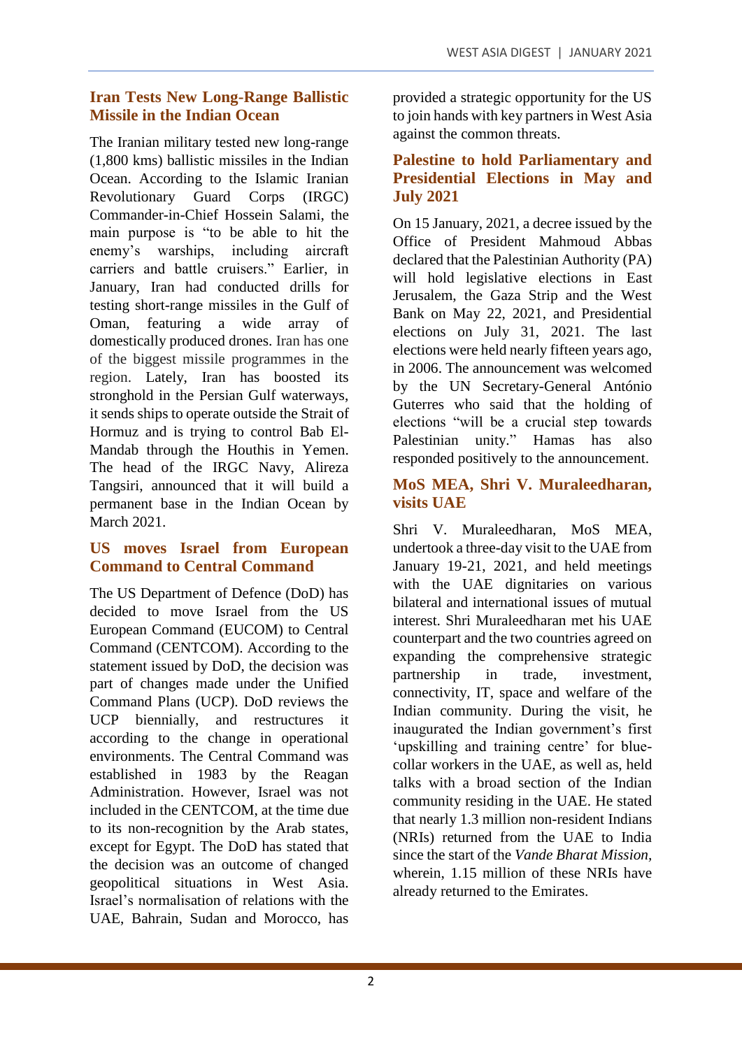## Iran Tests New Long-Range Ballistic Missile in the Indian Ocean

The Iranian military tested new long-range (1,800 kms) ballistic missiles in the Indian Ocean. According to the Islamic Iranian Revolutionary Guard Corps (IRGC) Commander-in-Chief Hossein Salami, the main purpose is "to be able to hit the enemy's warships, including aircraft carriers and battle cruisers." Earlier, in January, Iran had conducted drills for testing short-range missiles in the Gulf of Oman, featuring a wide array of domestically produced drones. Iran has one of the biggest missile programmes in the region. Lately, Iran has boosted its stronghold in the Persian Gulf waterways, it sends ships to operate outside the Strait of Hormuz and is trying to control Bab El-Mandab through the Houthis in Yemen. The head of the IRGC Navy, Alireza Tangsiri, announced that it will build a permanent base in the Indian Ocean by March 2021.

## US moves Israel from European Command to Central Command

The US Department of Defence (DoD) has decided to move Israel from the US European Command (EUCOM) to Central Command (CENTCOM). According to the statement issued by DoD, the decision was part of changes made under the Unified Command Plans (UCP). DoD reviews the UCP biennially, and restructures it according to the change in operational environments. The Central Command was established in 1983 by the Reagan Administration. However, Israel was not included in the CENTCOM, at the time due to its non-recognition by the Arab states, except for Egypt. The DoD has stated that the decision was an outcome of changed geopolitical situations in West Asia. Israel's normalisation of relations with the UAE, Bahrain, Sudan and Morocco, has provided a strategic opportunity for the US to join hands with key partners in West Asia against the common threats.

## Palestine to hold Parliamentary and Presidential Elections in May and July 2021

On 15 January, 2021, a decree issued by the Office of President Mahmoud Abbas declared that the Palestinian Authority (PA) will hold legislative elections in East Jerusalem, the Gaza Strip and the West Bank on May 22, 2021, and Presidential elections on July 31, 2021. The last elections were held nearly fifteen years ago, in 2006. The announcement was welcomed by the UN Secretary-General António Guterres who said that the holding of elections "will be a crucial step towards Palestinian unity." Hamas has also responded positively to the announcement.

## MoS MEA, Shri V. Muraleedharan, visits UAE

Shri V. Muraleedharan, MoS MEA, undertook a three-day visit to the UAE from January 19-21, 2021, and held meetings with the UAE dignitaries on various bilateral and international issues of mutual interest. Shri Muraleedharan met his UAE counterpart and the two countries agreed on expanding the comprehensive strategic partnership in trade, investment, connectivity, IT, space and welfare of the Indian community. During the visit, he inaugurated the Indian government's first 'upskilling and training centre' for blue-collar workers in the UAE, as well as, held talks with a broad section of the Indian community residing in the UAE. He stated that nearly 1.3 million non-resident Indians (NRIs) returned from the UAE to India since the start of the *Vande Bharat Mission*, wherein, 1.15 million of these NRIs have already returned to the Emirates.